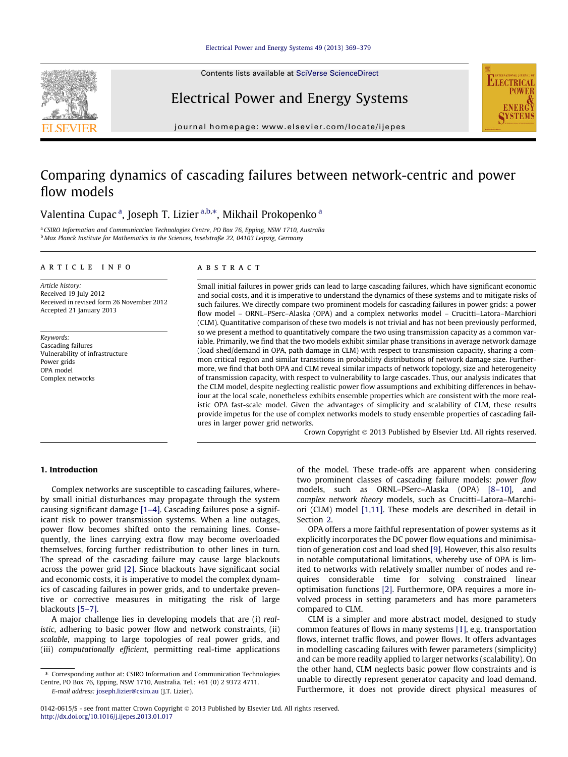# Comparing dynamics of cascading failures between network-centric and power flow models

Valentina Cupac [a], Joseph T. Lizier [a,b,*], Mikhail Prokopenko [a]

[a] CSIRO Information and Communication Technologies Centre, PO Box 76, Epping, NSW 1710, Australia
[b] Max Planck Institute for Mathematics in the Sciences, Inselstraße 22, 04103 Leipzig, Germany

## ARTICLE INFO

*Article history:*
Received 19 July 2012
Received in revised form 26 November 2012
Accepted 21 January 2013

*Keywords:*
Cascading failures
Vulnerability of infrastructure
Power grids
OPA model
Complex networks

## ABSTRACT

Small initial failures in power grids can lead to large cascading failures, which have significant economic and social costs, and it is imperative to understand the dynamics of these systems and to mitigate risks of such failures. We directly compare two prominent models for cascading failures in power grids: a power flow model – ORNL–PSerc–Alaska (OPA) and a complex networks model – Crucitti–Latora–Marchiori (CLM). Quantitative comparison of these two models is not trivial and has not been previously performed, so we present a method to quantitatively compare the two using transmission capacity as a common variable. Primarily, we find that the two models exhibit similar phase transitions in average network damage (load shed/demand in OPA, path damage in CLM) with respect to transmission capacity, sharing a common critical region and similar transitions in probability distributions of network damage size. Furthermore, we find that both OPA and CLM reveal similar impacts of network topology, size and heterogeneity of transmission capacity, with respect to vulnerability to large cascades. Thus, our analysis indicates that the CLM model, despite neglecting realistic power flow assumptions and exhibiting differences in behaviour at the local scale, nonetheless exhibits ensemble properties which are consistent with the more realistic OPA fast-scale model. Given the advantages of simplicity and scalability of CLM, these results provide impetus for the use of complex networks models to study ensemble properties of cascading failures in larger power grid networks.

Crown Copyright © 2013 Published by Elsevier Ltd. All rights reserved.

## 1. Introduction

Complex networks are susceptible to cascading failures, whereby small initial disturbances may propagate through the system causing significant damage [1–4]. Cascading failures pose a significant risk to power transmission systems. When a line outages, power flow becomes shifted onto the remaining lines. Consequently, the lines carrying extra flow may become overloaded themselves, forcing further redistribution to other lines in turn. The spread of the cascading failure may cause large blackouts across the power grid [2]. Since blackouts have significant social and economic costs, it is imperative to model the complex dynamics of cascading failures in power grids, and to undertake preventive or corrective measures in mitigating the risk of large blackouts [5–7].

A major challenge lies in developing models that are (i) *realistic*, adhering to basic power flow and network constraints, (ii) *scalable*, mapping to large topologies of real power grids, and (iii) *computationally efficient*, permitting real-time applications of the model. These trade-offs are apparent when considering two prominent classes of cascading failure models: *power flow* models, such as ORNL–PSerc–Alaska (OPA) [8–10], and *complex network theory* models, such as Crucitti–Latora–Marchiori (CLM) model [1,11]. These models are described in detail in Section 2.

OPA offers a more faithful representation of power systems as it explicitly incorporates the DC power flow equations and minimisation of generation cost and load shed [9]. However, this also results in notable computational limitations, whereby use of OPA is limited to networks with relatively smaller number of nodes and requires considerable time for solving constrained linear optimisation functions [2]. Furthermore, OPA requires a more involved process in setting parameters and has more parameters compared to CLM.

CLM is a simpler and more abstract model, designed to study common features of flows in many systems [1], e.g. transportation flows, internet traffic flows, and power flows. It offers advantages in modelling cascading failures with fewer parameters (simplicity) and can be more readily applied to larger networks (scalability). On the other hand, CLM neglects basic power flow constraints and is unable to directly represent generator capacity and load demand. Furthermore, it does not provide direct physical measures of

---

* Corresponding author at: CSIRO Information and Communication Technologies Centre, PO Box 76, Epping, NSW 1710, Australia. Tel.: +61 (0) 2 9372 4711.
E-mail address: joseph.lizier@csiro.au (J.T. Lizier).

0142-0615/$ - see front matter Crown Copyright © 2013 Published by Elsevier Ltd. All rights reserved.
http://dx.doi.org/10.1016/j.ijepes.2013.01.017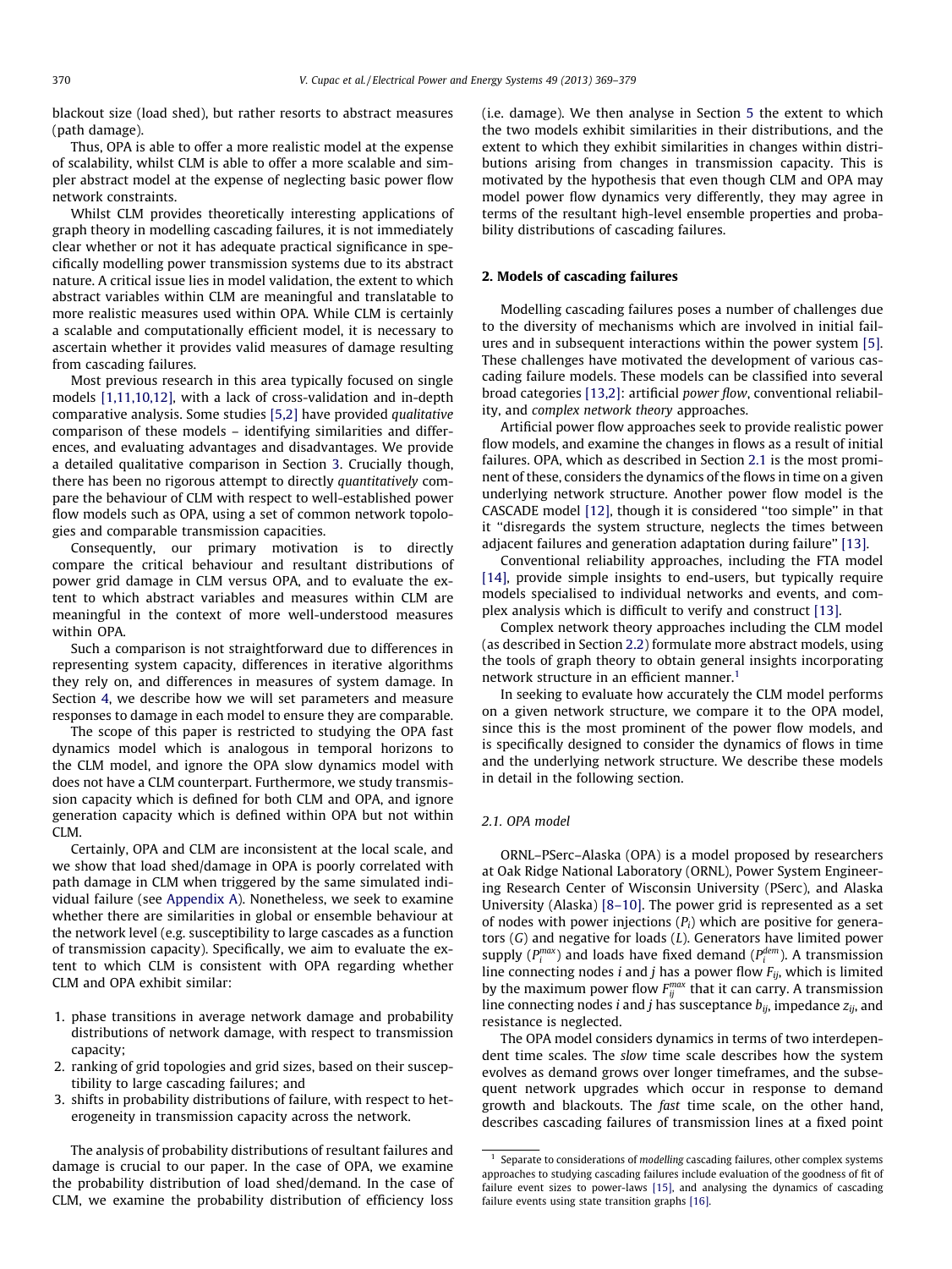blackout size (load shed), but rather resorts to abstract measures (path damage).

Thus, OPA is able to offer a more realistic model at the expense of scalability, whilst CLM is able to offer a more scalable and simpler abstract model at the expense of neglecting basic power flow network constraints.

Whilst CLM provides theoretically interesting applications of graph theory in modelling cascading failures, it is not immediately clear whether or not it has adequate practical significance in specifically modelling power transmission systems due to its abstract nature. A critical issue lies in model validation, the extent to which abstract variables within CLM are meaningful and translatable to more realistic measures used within OPA. While CLM is certainly a scalable and computationally efficient model, it is necessary to ascertain whether it provides valid measures of damage resulting from cascading failures.

Most previous research in this area typically focused on single models [1,11,10,12], with a lack of cross-validation and in-depth comparative analysis. Some studies [5,2] have provided *qualitative* comparison of these models – identifying similarities and differences, and evaluating advantages and disadvantages. We provide a detailed qualitative comparison in Section 3. Crucially though, there has been no rigorous attempt to directly *quantitatively* compare the behaviour of CLM with respect to well-established power flow models such as OPA, using a set of common network topologies and comparable transmission capacities.

Consequently, our primary motivation is to directly compare the critical behaviour and resultant distributions of power grid damage in CLM versus OPA, and to evaluate the extent to which abstract variables and measures within CLM are meaningful in the context of more well-understood measures within OPA.

Such a comparison is not straightforward due to differences in representing system capacity, differences in iterative algorithms they rely on, and differences in measures of system damage. In Section 4, we describe how we will set parameters and measure responses to damage in each model to ensure they are comparable.

The scope of this paper is restricted to studying the OPA fast dynamics model which is analogous in temporal horizons to the CLM model, and ignore the OPA slow dynamics model with does not have a CLM counterpart. Furthermore, we study transmission capacity which is defined for both CLM and OPA, and ignore generation capacity which is defined within OPA but not within CLM.

Certainly, OPA and CLM are inconsistent at the local scale, and we show that load shed/damage in OPA is poorly correlated with path damage in CLM when triggered by the same simulated individual failure (see Appendix A). Nonetheless, we seek to examine whether there are similarities in global or ensemble behaviour at the network level (e.g. susceptibility to large cascades as a function of transmission capacity). Specifically, we aim to evaluate the extent to which CLM is consistent with OPA regarding whether CLM and OPA exhibit similar:

1. phase transitions in average network damage and probability distributions of network damage, with respect to transmission capacity;
2. ranking of grid topologies and grid sizes, based on their susceptibility to large cascading failures; and
3. shifts in probability distributions of failure, with respect to heterogeneity in transmission capacity across the network.

The analysis of probability distributions of resultant failures and damage is crucial to our paper. In the case of OPA, we examine the probability distribution of load shed/demand. In the case of CLM, we examine the probability distribution of efficiency loss (i.e. damage). We then analyse in Section 5 the extent to which the two models exhibit similarities in their distributions, and the extent to which they exhibit similarities in changes within distributions arising from changes in transmission capacity. This is motivated by the hypothesis that even though CLM and OPA may model power flow dynamics very differently, they may agree in terms of the resultant high-level ensemble properties and probability distributions of cascading failures.

## 2. Models of cascading failures

Modelling cascading failures poses a number of challenges due to the diversity of mechanisms which are involved in initial failures and in subsequent interactions within the power system [5]. These challenges have motivated the development of various cascading failure models. These models can be classified into several broad categories [13,2]: artificial *power flow*, conventional reliability, and *complex network theory* approaches.

Artificial power flow approaches seek to provide realistic power flow models, and examine the changes in flows as a result of initial failures. OPA, which as described in Section 2.1 is the most prominent of these, considers the dynamics of the flows in time on a given underlying network structure. Another power flow model is the CASCADE model [12], though it is considered "too simple" in that it "disregards the system structure, neglects the times between adjacent failures and generation adaptation during failure" [13].

Conventional reliability approaches, including the FTA model [14], provide simple insights to end-users, but typically require models specialised to individual networks and events, and complex analysis which is difficult to verify and construct [13].

Complex network theory approaches including the CLM model (as described in Section 2.2) formulate more abstract models, using the tools of graph theory to obtain general insights incorporating network structure in an efficient manner.[1]

In seeking to evaluate how accurately the CLM model performs on a given network structure, we compare it to the OPA model, since this is the most prominent of the power flow models, and is specifically designed to consider the dynamics of flows in time and the underlying network structure. We describe these models in detail in the following section.

### 2.1. OPA model

ORNL–PSerc–Alaska (OPA) is a model proposed by researchers at Oak Ridge National Laboratory (ORNL), Power System Engineering Research Center of Wisconsin University (PSerc), and Alaska University (Alaska) [8–10]. The power grid is represented as a set of nodes with power injections ($P_i$) which are positive for generators ($G$) and negative for loads ($L$). Generators have limited power supply ($P_i^{max}$) and loads have fixed demand ($P_i^{dem}$). A transmission line connecting nodes $i$ and $j$ has a power flow $F_{ij}$, which is limited by the maximum power flow $F_{ij}^{max}$ that it can carry. A transmission line connecting nodes $i$ and $j$ has susceptance $b_{ij}$, impedance $z_{ij}$, and resistance is neglected.

The OPA model considers dynamics in terms of two interdependent time scales. The *slow* time scale describes how the system evolves as demand grows over longer timeframes, and the subsequent network upgrades which occur in response to demand growth and blackouts. The *fast* time scale, on the other hand, describes cascading failures of transmission lines at a fixed point

[1] Separate to considerations of *modelling* cascading failures, other complex systems approaches to studying cascading failures include evaluation of the goodness of fit of failure event sizes to power-laws [15], and analysing the dynamics of cascading failure events using state transition graphs [16].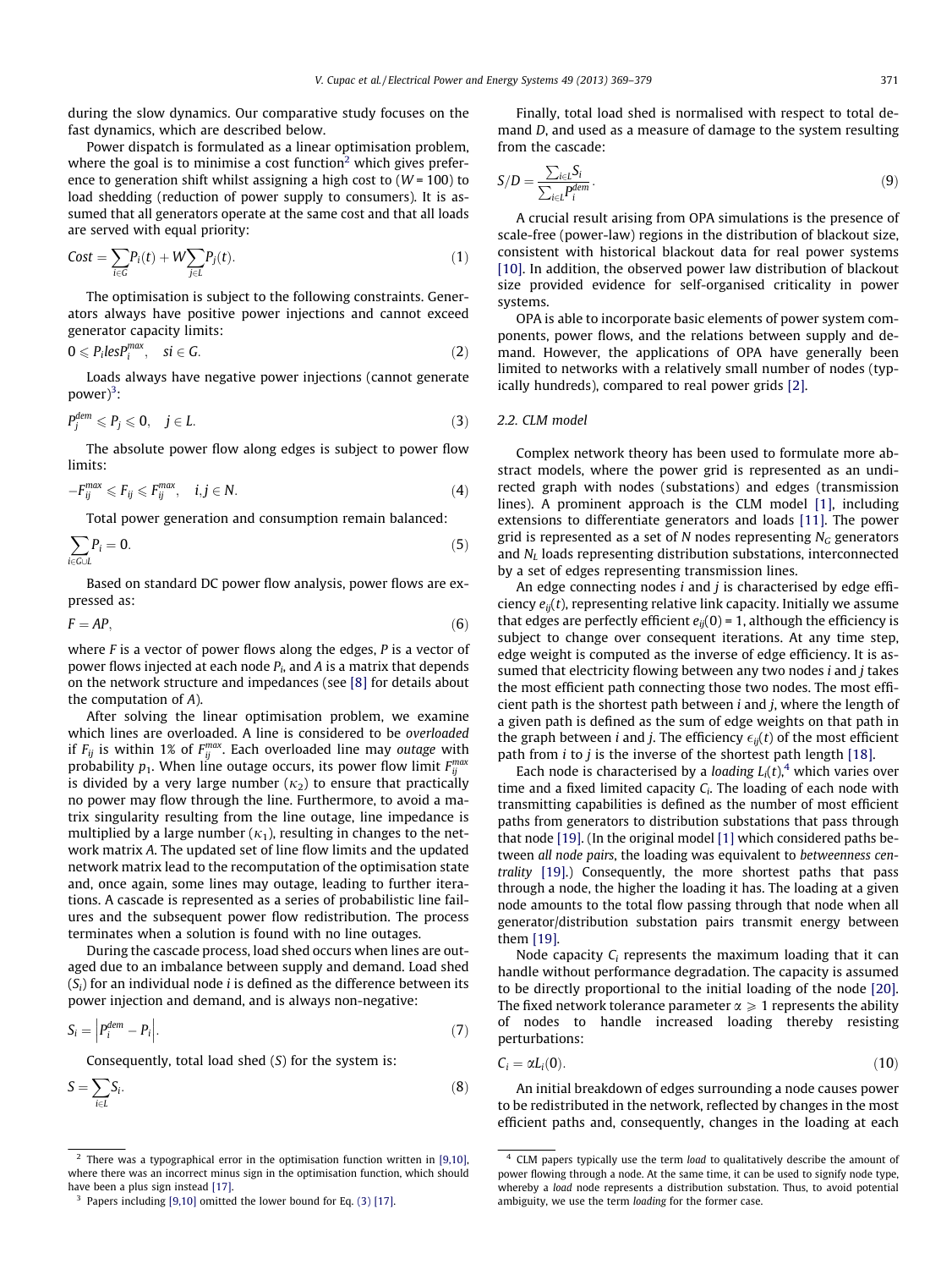during the slow dynamics. Our comparative study focuses on the fast dynamics, which are described below.

Power dispatch is formulated as a linear optimisation problem, where the goal is to minimise a cost function[2] which gives preference to generation shift whilst assigning a high cost to ($W = 100$) to load shedding (reduction of power supply to consumers). It is assumed that all generators operate at the same cost and that all loads are served with equal priority:

$$Cost = \sum_{i \in G} P_i(t) + W \sum_{j \in L} P_j(t). \tag{1}$$

The optimisation is subject to the following constraints. Generators always have positive power injections and cannot exceed generator capacity limits:

$$0 \leqslant P_i les P_i^{max}, \quad si \in G. \tag{2}$$

Loads always have negative power injections (cannot generate power)[3]:

$$P_j^{dem} \leqslant P_j \leqslant 0, \quad j \in L. \tag{3}$$

The absolute power flow along edges is subject to power flow limits:

$$-F_{ij}^{max} \leqslant F_{ij} \leqslant F_{ij}^{max}, \quad i, j \in N. \tag{4}$$

Total power generation and consumption remain balanced:

$$\sum_{i \in G \cup L} P_i = 0. \tag{5}$$

Based on standard DC power flow analysis, power flows are expressed as:

$$F = AP, \tag{6}$$

where $F$ is a vector of power flows along the edges, $P$ is a vector of power flows injected at each node $P_i$, and $A$ is a matrix that depends on the network structure and impedances (see [8] for details about the computation of $A$).

After solving the linear optimisation problem, we examine which lines are overloaded. A line is considered to be *overloaded* if $F_{ij}$ is within 1% of $F_{ij}^{max}$. Each overloaded line may *outage* with probability $p_1$. When line outage occurs, its power flow limit $F_{ij}^{max}$ is divided by a very large number ($\kappa_2$) to ensure that practically no power may flow through the line. Furthermore, to avoid a matrix singularity resulting from the line outage, line impedance is multiplied by a large number ($\kappa_1$), resulting in changes to the network matrix $A$. The updated set of line flow limits and the updated network matrix lead to the recomputation of the optimisation state and, once again, some lines may outage, leading to further iterations. A cascade is represented as a series of probabilistic line failures and the subsequent power flow redistribution. The process terminates when a solution is found with no line outages.

During the cascade process, load shed occurs when lines are outaged due to an imbalance between supply and demand. Load shed ($S_i$) for an individual node $i$ is defined as the difference between its power injection and demand, and is always non-negative:

$$S_i = \left| P_i^{dem} - P_i \right|. \tag{7}$$

Consequently, total load shed ($S$) for the system is:

$$S = \sum_{i \in L} S_i. \tag{8}$$

Finally, total load shed is normalised with respect to total demand $D$, and used as a measure of damage to the system resulting from the cascade:

$$S/D = \frac{\sum_{i \in L} S_i}{\sum_{i \in L} P_i^{dem}}. \tag{9}$$

A crucial result arising from OPA simulations is the presence of scale-free (power-law) regions in the distribution of blackout size, consistent with historical blackout data for real power systems [10]. In addition, the observed power law distribution of blackout size provided evidence for self-organised criticality in power systems.

OPA is able to incorporate basic elements of power system components, power flows, and the relations between supply and demand. However, the applications of OPA have generally been limited to networks with a relatively small number of nodes (typically hundreds), compared to real power grids [2].

### 2.2. CLM model

Complex network theory has been used to formulate more abstract models, where the power grid is represented as an undirected graph with nodes (substations) and edges (transmission lines). A prominent approach is the CLM model [1], including extensions to differentiate generators and loads [11]. The power grid is represented as a set of $N$ nodes representing $N_G$ generators and $N_L$ loads representing distribution substations, interconnected by a set of edges representing transmission lines.

An edge connecting nodes $i$ and $j$ is characterised by edge efficiency $e_{ij}(t)$, representing relative link capacity. Initially we assume that edges are perfectly efficient $e_{ij}(0) = 1$, although the efficiency is subject to change over consequent iterations. At any time step, edge weight is computed as the inverse of edge efficiency. It is assumed that electricity flowing between any two nodes $i$ and $j$ takes the most efficient path connecting those two nodes. The most efficient path is the shortest path between $i$ and $j$, where the length of a given path is defined as the sum of edge weights on that path in the graph between $i$ and $j$. The efficiency $\epsilon_{ij}(t)$ of the most efficient path from $i$ to $j$ is the inverse of the shortest path length [18].

Each node is characterised by a *loading* $L_i(t)$,[4] which varies over time and a fixed limited capacity $C_i$. The loading of each node with transmitting capabilities is defined as the number of most efficient paths from generators to distribution substations that pass through that node [19]. (In the original model [1] which considered paths between *all node pairs*, the loading was equivalent to *betweenness centrality* [19].) Consequently, the more shortest paths that pass through a node, the higher the loading it has. The loading at a given node amounts to the total flow passing through that node when all generator/distribution substation pairs transmit energy between them [19].

Node capacity $C_i$ represents the maximum loading that it can handle without performance degradation. The capacity is assumed to be directly proportional to the initial loading of the node [20]. The fixed network tolerance parameter $\alpha \geqslant 1$ represents the ability of nodes to handle increased loading thereby resisting perturbations:

$$C_i = \alpha L_i(0). \tag{10}$$

An initial breakdown of edges surrounding a node causes power to be redistributed in the network, reflected by changes in the most efficient paths and, consequently, changes in the loading at each

---

[2] There was a typographical error in the optimisation function written in [9,10], where there was an incorrect minus sign in the optimisation function, which should have been a plus sign instead [17].

[3] Papers including [9,10] omitted the lower bound for Eq. (3) [17].

[4] CLM papers typically use the term *load* to qualitatively describe the amount of power flowing through a node. At the same time, it can be used to signify node type, whereby a *load* node represents a distribution substation. Thus, to avoid potential ambiguity, we use the term *loading* for the former case.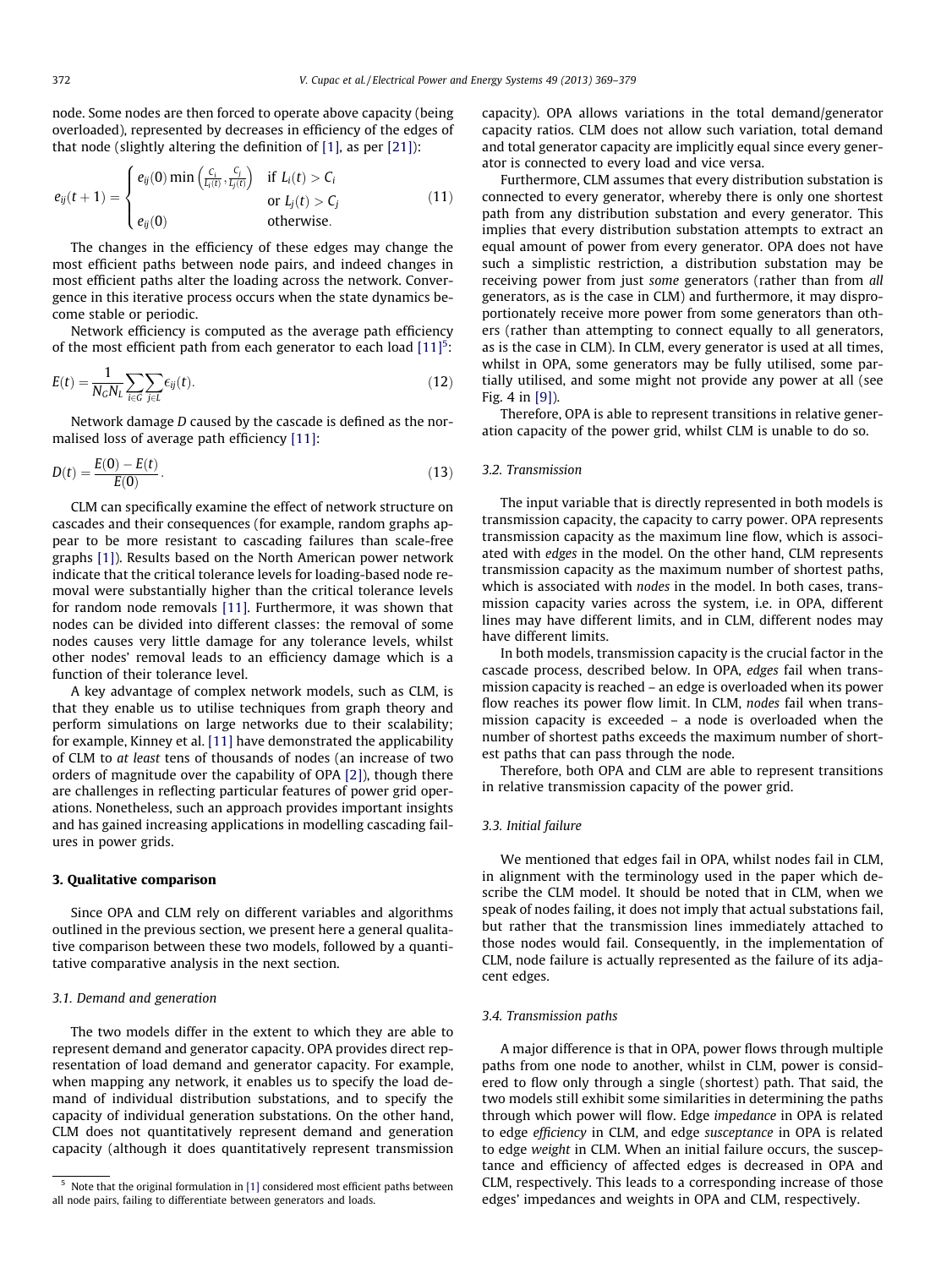node. Some nodes are then forced to operate above capacity (being overloaded), represented by decreases in efficiency of the edges of that node (slightly altering the definition of [1], as per [21]):

$$e_{ij}(t+1) = \begin{cases} e_{ij}(0)\min\left(\frac{C_i}{L_i(t)}, \frac{C_j}{L_j(t)}\right) & \text{if } L_i(t) > C_i \\ & \text{or } L_j(t) > C_j \\ e_{ij}(0) & \text{otherwise.} \end{cases} \tag{11}$$

The changes in the efficiency of these edges may change the most efficient paths between node pairs, and indeed changes in most efficient paths alter the loading across the network. Convergence in this iterative process occurs when the state dynamics become stable or periodic.

Network efficiency is computed as the average path efficiency of the most efficient path from each generator to each load [11][5]:

$$E(t) = \frac{1}{N_G N_L}\sum_{i \in G}\sum_{j \in L}\epsilon_{ij}(t). \tag{12}$$

Network damage $D$ caused by the cascade is defined as the normalised loss of average path efficiency [11]:

$$D(t) = \frac{E(0) - E(t)}{E(0)}. \tag{13}$$

CLM can specifically examine the effect of network structure on cascades and their consequences (for example, random graphs appear to be more resistant to cascading failures than scale-free graphs [1]). Results based on the North American power network indicate that the critical tolerance levels for loading-based node removal were substantially higher than the critical tolerance levels for random node removals [11]. Furthermore, it was shown that nodes can be divided into different classes: the removal of some nodes causes very little damage for any tolerance levels, whilst other nodes' removal leads to an efficiency damage which is a function of their tolerance level.

A key advantage of complex network models, such as CLM, is that they enable us to utilise techniques from graph theory and perform simulations on large networks due to their scalability; for example, Kinney et al. [11] have demonstrated the applicability of CLM to *at least* tens of thousands of nodes (an increase of two orders of magnitude over the capability of OPA [2]), though there are challenges in reflecting particular features of power grid operations. Nonetheless, such an approach provides important insights and has gained increasing applications in modelling cascading failures in power grids.

## 3. Qualitative comparison

Since OPA and CLM rely on different variables and algorithms outlined in the previous section, we present here a general qualitative comparison between these two models, followed by a quantitative comparative analysis in the next section.

### 3.1. Demand and generation

The two models differ in the extent to which they are able to represent demand and generator capacity. OPA provides direct representation of load demand and generator capacity. For example, when mapping any network, it enables us to specify the load demand of individual distribution substations, and to specify the capacity of individual generation substations. On the other hand, CLM does not quantitatively represent demand and generation capacity (although it does quantitatively represent transmission capacity). OPA allows variations in the total demand/generator capacity ratios. CLM does not allow such variation, total demand and total generator capacity are implicitly equal since every generator is connected to every load and vice versa.

Furthermore, CLM assumes that every distribution substation is connected to every generator, whereby there is only one shortest path from any distribution substation and every generator. This implies that every distribution substation attempts to extract an equal amount of power from every generator. OPA does not have such a simplistic restriction, a distribution substation may be receiving power from just *some* generators (rather than from *all* generators, as is the case in CLM) and furthermore, it may disproportionately receive more power from some generators than others (rather than attempting to connect equally to all generators, as is the case in CLM). In CLM, every generator is used at all times, whilst in OPA, some generators may be fully utilised, some partially utilised, and some might not provide any power at all (see Fig. 4 in [9]).

Therefore, OPA is able to represent transitions in relative generation capacity of the power grid, whilst CLM is unable to do so.

### 3.2. Transmission

The input variable that is directly represented in both models is transmission capacity, the capacity to carry power. OPA represents transmission capacity as the maximum line flow, which is associated with *edges* in the model. On the other hand, CLM represents transmission capacity as the maximum number of shortest paths, which is associated with *nodes* in the model. In both cases, transmission capacity varies across the system, i.e. in OPA, different lines may have different limits, and in CLM, different nodes may have different limits.

In both models, transmission capacity is the crucial factor in the cascade process, described below. In OPA, *edges* fail when transmission capacity is reached – an edge is overloaded when its power flow reaches its power flow limit. In CLM, *nodes* fail when transmission capacity is exceeded – a node is overloaded when the number of shortest paths exceeds the maximum number of shortest paths that can pass through the node.

Therefore, both OPA and CLM are able to represent transitions in relative transmission capacity of the power grid.

### 3.3. Initial failure

We mentioned that edges fail in OPA, whilst nodes fail in CLM, in alignment with the terminology used in the paper which describe the CLM model. It should be noted that in CLM, when we speak of nodes failing, it does not imply that actual substations fail, but rather that the transmission lines immediately attached to those nodes would fail. Consequently, in the implementation of CLM, node failure is actually represented as the failure of its adjacent edges.

### 3.4. Transmission paths

A major difference is that in OPA, power flows through multiple paths from one node to another, whilst in CLM, power is considered to flow only through a single (shortest) path. That said, the two models still exhibit some similarities in determining the paths through which power will flow. Edge *impedance* in OPA is related to edge *efficiency* in CLM, and edge *susceptance* in OPA is related to edge *weight* in CLM. When an initial failure occurs, the susceptance and efficiency of affected edges is decreased in OPA and CLM, respectively. This leads to a corresponding increase of those edges' impedances and weights in OPA and CLM, respectively.

[5] Note that the original formulation in [1] considered most efficient paths between all node pairs, failing to differentiate between generators and loads.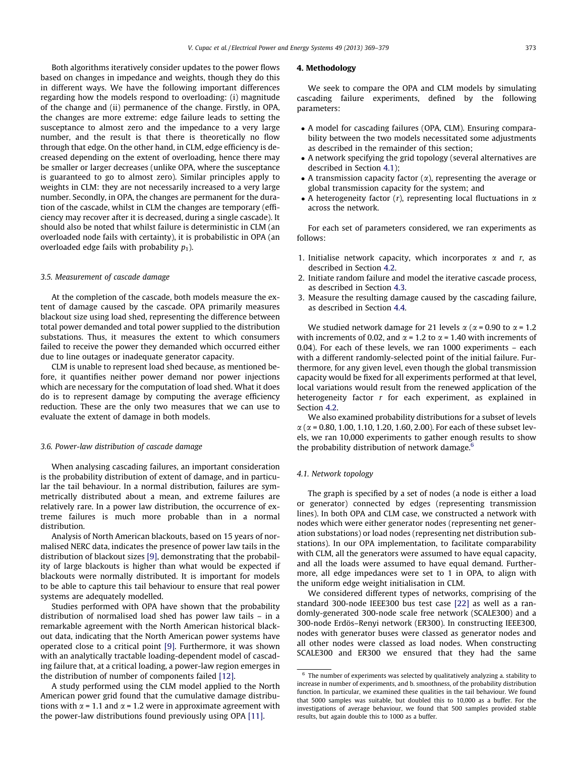Both algorithms iteratively consider updates to the power flows based on changes in impedance and weights, though they do this in different ways. We have the following important differences regarding how the models respond to overloading: (i) magnitude of the change and (ii) permanence of the change. Firstly, in OPA, the changes are more extreme: edge failure leads to setting the susceptance to almost zero and the impedance to a very large number, and the result is that there is theoretically no flow through that edge. On the other hand, in CLM, edge efficiency is decreased depending on the extent of overloading, hence there may be smaller or larger decreases (unlike OPA, where the susceptance is guaranteed to go to almost zero). Similar principles apply to weights in CLM: they are not necessarily increased to a very large number. Secondly, in OPA, the changes are permanent for the duration of the cascade, whilst in CLM the changes are temporary (efficiency may recover after it is decreased, during a single cascade). It should also be noted that whilst failure is deterministic in CLM (an overloaded node fails with certainty), it is probabilistic in OPA (an overloaded edge fails with probability $p_1$).

### 3.5. Measurement of cascade damage

At the completion of the cascade, both models measure the extent of damage caused by the cascade. OPA primarily measures blackout size using load shed, representing the difference between total power demanded and total power supplied to the distribution substations. Thus, it measures the extent to which consumers failed to receive the power they demanded which occurred either due to line outages or inadequate generator capacity.

CLM is unable to represent load shed because, as mentioned before, it quantifies neither power demand nor power injections which are necessary for the computation of load shed. What it does do is to represent damage by computing the average efficiency reduction. These are the only two measures that we can use to evaluate the extent of damage in both models.

### 3.6. Power-law distribution of cascade damage

When analysing cascading failures, an important consideration is the probability distribution of extent of damage, and in particular the tail behaviour. In a normal distribution, failures are symmetrically distributed about a mean, and extreme failures are relatively rare. In a power law distribution, the occurrence of extreme failures is much more probable than in a normal distribution.

Analysis of North American blackouts, based on 15 years of normalised NERC data, indicates the presence of power law tails in the distribution of blackout sizes [9], demonstrating that the probability of large blackouts is higher than what would be expected if blackouts were normally distributed. It is important for models to be able to capture this tail behaviour to ensure that real power systems are adequately modelled.

Studies performed with OPA have shown that the probability distribution of normalised load shed has power law tails – in a remarkable agreement with the North American historical blackout data, indicating that the North American power systems have operated close to a critical point [9]. Furthermore, it was shown with an analytically tractable loading-dependent model of cascading failure that, at a critical loading, a power-law region emerges in the distribution of number of components failed [12].

A study performed using the CLM model applied to the North American power grid found that the cumulative damage distributions with $\alpha = 1.1$ and $\alpha = 1.2$ were in approximate agreement with the power-law distributions found previously using OPA [11].

## 4. Methodology

We seek to compare the OPA and CLM models by simulating cascading failure experiments, defined by the following parameters:

- A model for cascading failures (OPA, CLM). Ensuring comparability between the two models necessitated some adjustments as described in the remainder of this section;
- A network specifying the grid topology (several alternatives are described in Section 4.1);
- A transmission capacity factor ($\alpha$), representing the average or global transmission capacity for the system; and
- A heterogeneity factor ($r$), representing local fluctuations in $\alpha$ across the network.

For each set of parameters considered, we ran experiments as follows:

1. Initialise network capacity, which incorporates $\alpha$ and $r$, as described in Section 4.2.
2. Initiate random failure and model the iterative cascade process, as described in Section 4.3.
3. Measure the resulting damage caused by the cascading failure, as described in Section 4.4.

We studied network damage for 21 levels $\alpha$ ($\alpha = 0.90$ to $\alpha = 1.2$ with increments of 0.02, and $\alpha = 1.2$ to $\alpha = 1.40$ with increments of 0.04). For each of these levels, we ran 1000 experiments – each with a different randomly-selected point of the initial failure. Furthermore, for any given level, even though the global transmission capacity would be fixed for all experiments performed at that level, local variations would result from the renewed application of the heterogeneity factor $r$ for each experiment, as explained in Section 4.2.

We also examined probability distributions for a subset of levels $\alpha$ ($\alpha = 0.80, 1.00, 1.10, 1.20, 1.60, 2.00$). For each of these subset levels, we ran 10,000 experiments to gather enough results to show the probability distribution of network damage.[6]

### 4.1. Network topology

The graph is specified by a set of nodes (a node is either a load or generator) connected by edges (representing transmission lines). In both OPA and CLM case, we constructed a network with nodes which were either generator nodes (representing net generation substations) or load nodes (representing net distribution substations). In our OPA implementation, to facilitate comparability with CLM, all the generators were assumed to have equal capacity, and all the loads were assumed to have equal demand. Furthermore, all edge impedances were set to 1 in OPA, to align with the uniform edge weight initialisation in CLM.

We considered different types of networks, comprising of the standard 300-node IEEE300 bus test case [22] as well as a randomly-generated 300-node scale free network (SCALE300) and a 300-node Erdös–Renyi network (ER300). In constructing IEEE300, nodes with generator buses were classed as generator nodes and all other nodes were classed as load nodes. When constructing SCALE300 and ER300 we ensured that they had the same

[6] The number of experiments was selected by qualitatively analyzing a. stability to increase in number of experiments, and b. smoothness, of the probability distribution function. In particular, we examined these qualities in the tail behaviour. We found that 5000 samples was suitable, but doubled this to 10,000 as a buffer. For the investigations of average behaviour, we found that 500 samples provided stable results, but again double this to 1000 as a buffer.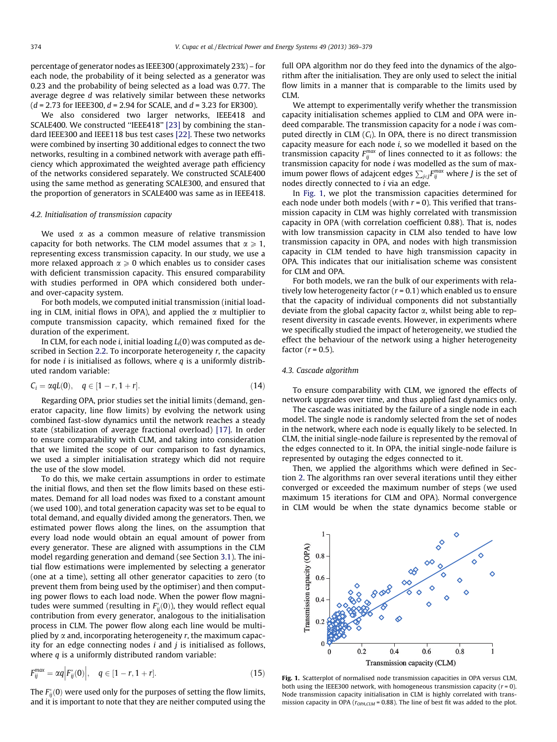percentage of generator nodes as IEEE300 (approximately 23%) – for each node, the probability of it being selected as a generator was 0.23 and the probability of being selected as a load was 0.77. The average degree $d$ was relatively similar between these networks ($d$ = 2.73 for IEEE300, $d$ = 2.94 for SCALE, and $d$ = 3.23 for ER300).

We also considered two larger networks, IEEE418 and SCALE400. We constructed "IEEE418" [23] by combining the standard IEEE300 and IEEE118 bus test cases [22]. These two networks were combined by inserting 30 additional edges to connect the two networks, resulting in a combined network with average path efficiency which approximated the weighted average path efficiency of the networks considered separately. We constructed SCALE400 using the same method as generating SCALE300, and ensured that the proportion of generators in SCALE400 was same as in IEEE418.

### 4.2. Initialisation of transmission capacity

We used $\alpha$ as a common measure of relative transmission capacity for both networks. The CLM model assumes that $\alpha \geqslant 1$, representing excess transmission capacity. In our study, we use a more relaxed approach $\alpha \geqslant 0$ which enables us to consider cases with deficient transmission capacity. This ensured comparability with studies performed in OPA which considered both under- and over-capacity system.

For both models, we computed initial transmission (initial loading in CLM, initial flows in OPA), and applied the $\alpha$ multiplier to compute transmission capacity, which remained fixed for the duration of the experiment.

In CLM, for each node $i$, initial loading $L_i(0)$ was computed as described in Section 2.2. To incorporate heterogeneity $r$, the capacity for node $i$ is initialised as follows, where $q$ is a uniformly distributed random variable:

$$C_i = \alpha q L(0), \quad q \in [1-r, 1+r]. \tag{14}$$

Regarding OPA, prior studies set the initial limits (demand, generator capacity, line flow limits) by evolving the network using combined fast-slow dynamics until the network reaches a steady state (stabilization of average fractional overload) [17]. In order to ensure comparability with CLM, and taking into consideration that we limited the scope of our comparison to fast dynamics, we used a simpler initialisation strategy which did not require the use of the slow model.

To do this, we make certain assumptions in order to estimate the initial flows, and then set the flow limits based on these estimates. Demand for all load nodes was fixed to a constant amount (we used 100), and total generation capacity was set to be equal to total demand, and equally divided among the generators. Then, we estimated power flows along the lines, on the assumption that every load node would obtain an equal amount of power from every generator. These are aligned with assumptions in the CLM model regarding generation and demand (see Section 3.1). The initial flow estimations were implemented by selecting a generator (one at a time), setting all other generator capacities to zero (to prevent them from being used by the optimiser) and then computing power flows to each load node. When the power flow magnitudes were summed (resulting in $F^*_{ij}(0)$), they would reflect equal contribution from every generator, analogous to the initialisation process in CLM. The power flow along each line would be multiplied by $\alpha$ and, incorporating heterogeneity $r$, the maximum capacity for an edge connecting nodes $i$ and $j$ is initialised as follows, where $q$ is a uniformly distributed random variable:

$$F^{max}_{ij} = \alpha q \left| F^*_{ij}(0) \right|, \quad q \in [1-r, 1+r]. \tag{15}$$

The $F^*_{ij}(0)$ were used only for the purposes of setting the flow limits, and it is important to note that they are neither computed using the full OPA algorithm nor do they feed into the dynamics of the algorithm after the initialisation. They are only used to select the initial flow limits in a manner that is comparable to the limits used by CLM.

We attempt to experimentally verify whether the transmission capacity initialisation schemes applied to CLM and OPA were indeed comparable. The transmission capacity for a node $i$ was computed directly in CLM ($C_i$). In OPA, there is no direct transmission capacity measure for each node $i$, so we modelled it based on the transmission capacity $F^{max}_{ij}$ of lines connected to it as follows: the transmission capacity for node $i$ was modelled as the sum of maximum power flows of adajcent edges $\sum_{j \in J} F^{max}_{ij}$ where $J$ is the set of nodes directly connected to $i$ via an edge.

In Fig. 1, we plot the transmission capacities determined for each node under both models (with $r$ = 0). This verified that transmission capacity in CLM was highly correlated with transmission capacity in OPA (with correlation coefficient 0.88). That is, nodes with low transmission capacity in CLM also tended to have low transmission capacity in OPA, and nodes with high transmission capacity in CLM tended to have high transmission capacity in OPA. This indicates that our initialisation scheme was consistent for CLM and OPA.

For both models, we ran the bulk of our experiments with relatively low heterogeneity factor ($r$ = 0.1) which enabled us to ensure that the capacity of individual components did not substantially deviate from the global capacity factor $\alpha$, whilst being able to represent diversity in cascade events. However, in experiments where we specifically studied the impact of heterogeneity, we studied the effect the behaviour of the network using a higher heterogeneity factor ($r$ = 0.5).

### 4.3. Cascade algorithm

To ensure comparability with CLM, we ignored the effects of network upgrades over time, and thus applied fast dynamics only.

The cascade was initiated by the failure of a single node in each model. The single node is randomly selected from the set of nodes in the network, where each node is equally likely to be selected. In CLM, the initial single-node failure is represented by the removal of the edges connected to it. In OPA, the initial single-node failure is represented by outaging the edges connected to it.

Then, we applied the algorithms which were defined in Section 2. The algorithms ran over several iterations until they either converged or exceeded the maximum number of steps (we used maximum 15 iterations for CLM and OPA). Normal convergence in CLM would be when the state dynamics become stable or

**Fig. 1.** Scatterplot of normalised node transmission capacities in OPA versus CLM, both using the IEEE300 network, with homogeneous transmission capacity ($r$ = 0). Node transmission capacity initialisation in CLM is highly correlated with transmission capacity in OPA ($r_{OPA,CLM}$ = 0.88). The line of best fit was added to the plot.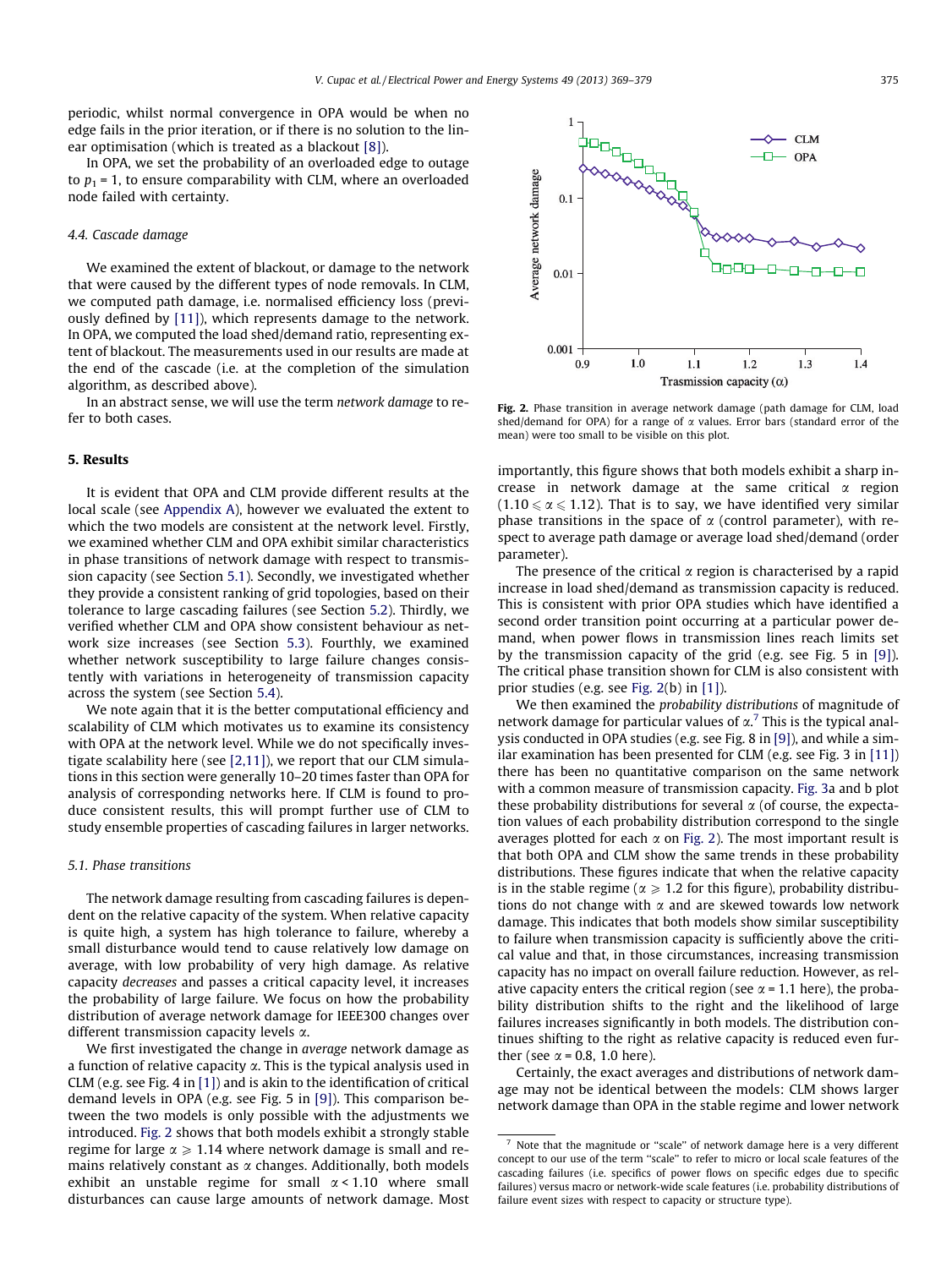periodic, whilst normal convergence in OPA would be when no edge fails in the prior iteration, or if there is no solution to the linear optimisation (which is treated as a blackout [8]).

In OPA, we set the probability of an overloaded edge to outage to $p_1 = 1$, to ensure comparability with CLM, where an overloaded node failed with certainty.

### 4.4. Cascade damage

We examined the extent of blackout, or damage to the network that were caused by the different types of node removals. In CLM, we computed path damage, i.e. normalised efficiency loss (previously defined by [11]), which represents damage to the network. In OPA, we computed the load shed/demand ratio, representing extent of blackout. The measurements used in our results are made at the end of the cascade (i.e. at the completion of the simulation algorithm, as described above).

In an abstract sense, we will use the term *network damage* to refer to both cases.

## 5. Results

It is evident that OPA and CLM provide different results at the local scale (see Appendix A), however we evaluated the extent to which the two models are consistent at the network level. Firstly, we examined whether CLM and OPA exhibit similar characteristics in phase transitions of network damage with respect to transmission capacity (see Section 5.1). Secondly, we investigated whether they provide a consistent ranking of grid topologies, based on their tolerance to large cascading failures (see Section 5.2). Thirdly, we verified whether CLM and OPA show consistent behaviour as network size increases (see Section 5.3). Fourthly, we examined whether network susceptibility to large failure changes consistently with variations in heterogeneity of transmission capacity across the system (see Section 5.4).

We note again that it is the better computational efficiency and scalability of CLM which motivates us to examine its consistency with OPA at the network level. While we do not specifically investigate scalability here (see [2,11]), we report that our CLM simulations in this section were generally 10–20 times faster than OPA for analysis of corresponding networks here. If CLM is found to produce consistent results, this will prompt further use of CLM to study ensemble properties of cascading failures in larger networks.

### 5.1. Phase transitions

The network damage resulting from cascading failures is dependent on the relative capacity of the system. When relative capacity is quite high, a system has high tolerance to failure, whereby a small disturbance would tend to cause relatively low damage on average, with low probability of very high damage. As relative capacity *decreases* and passes a critical capacity level, it increases the probability of large failure. We focus on how the probability distribution of average network damage for IEEE300 changes over different transmission capacity levels $\alpha$.

We first investigated the change in *average* network damage as a function of relative capacity $\alpha$. This is the typical analysis used in CLM (e.g. see Fig. 4 in [1]) and is akin to the identification of critical demand levels in OPA (e.g. see Fig. 5 in [9]). This comparison between the two models is only possible with the adjustments we introduced. Fig. 2 shows that both models exhibit a strongly stable regime for large $\alpha \geqslant 1.14$ where network damage is small and remains relatively constant as $\alpha$ changes. Additionally, both models exhibit an unstable regime for small $\alpha < 1.10$ where small disturbances can cause large amounts of network damage. Most importantly, this figure shows that both models exhibit a sharp increase in network damage at the same critical $\alpha$ region ($1.10 \leqslant \alpha \leqslant 1.12$). That is to say, we have identified very similar phase transitions in the space of $\alpha$ (control parameter), with respect to average path damage or average load shed/demand (order parameter).

**Fig. 2.** Phase transition in average network damage (path damage for CLM, load shed/demand for OPA) for a range of $\alpha$ values. Error bars (standard error of the mean) were too small to be visible on this plot.

The presence of the critical $\alpha$ region is characterised by a rapid increase in load shed/demand as transmission capacity is reduced. This is consistent with prior OPA studies which have identified a second order transition point occurring at a particular power demand, when power flows in transmission lines reach limits set by the transmission capacity of the grid (e.g. see Fig. 5 in [9]). The critical phase transition shown for CLM is also consistent with prior studies (e.g. see Fig. 2(b) in [1]).

We then examined the *probability distributions* of magnitude of network damage for particular values of $\alpha$.[7] This is the typical analysis conducted in OPA studies (e.g. see Fig. 8 in [9]), and while a similar examination has been presented for CLM (e.g. see Fig. 3 in [11]) there has been no quantitative comparison on the same network with a common measure of transmission capacity. Fig. 3a and b plot these probability distributions for several $\alpha$ (of course, the expectation values of each probability distribution correspond to the single averages plotted for each $\alpha$ on Fig. 2). The most important result is that both OPA and CLM show the same trends in these probability distributions. These figures indicate that when the relative capacity is in the stable regime ($\alpha \geqslant 1.2$ for this figure), probability distributions do not change with $\alpha$ and are skewed towards low network damage. This indicates that both models show similar susceptibility to failure when transmission capacity is sufficiently above the critical value and that, in those circumstances, increasing transmission capacity has no impact on overall failure reduction. However, as relative capacity enters the critical region (see $\alpha = 1.1$ here), the probability distribution shifts to the right and the likelihood of large failures increases significantly in both models. The distribution continues shifting to the right as relative capacity is reduced even further (see $\alpha = 0.8$, 1.0 here).

Certainly, the exact averages and distributions of network damage may not be identical between the models: CLM shows larger network damage than OPA in the stable regime and lower network

[7] Note that the magnitude or "scale" of network damage here is a very different concept to our use of the term "scale" to refer to micro or local scale features of the cascading failures (i.e. specifics of power flows on specific edges due to specific failures) versus macro or network-wide scale features (i.e. probability distributions of failure event sizes with respect to capacity or structure type).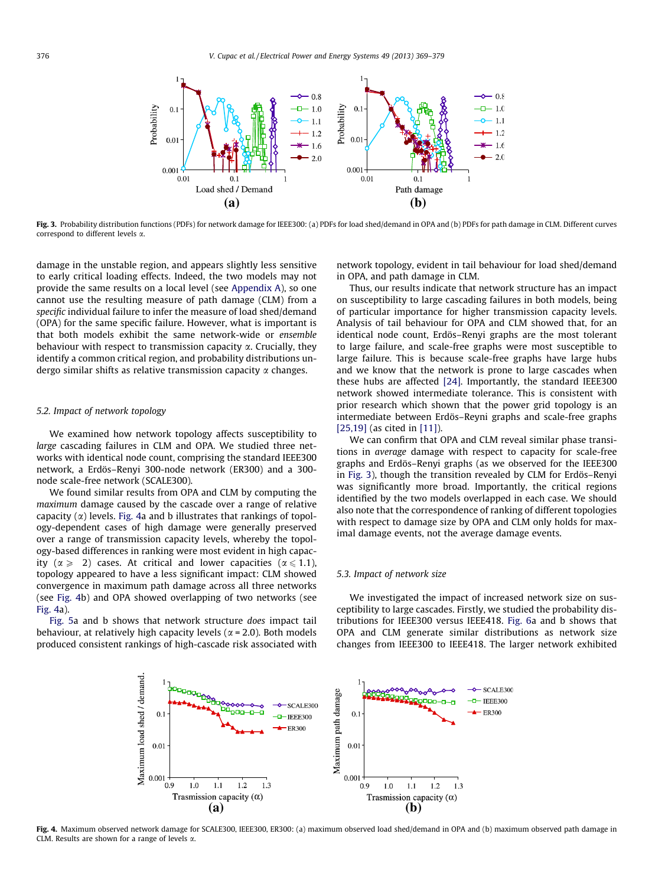**Fig. 3.** Probability distribution functions (PDFs) for network damage for IEEE300: (a) PDFs for load shed/demand in OPA and (b) PDFs for path damage in CLM. Different curves correspond to different levels $\alpha$.

damage in the unstable region, and appears slightly less sensitive to early critical loading effects. Indeed, the two models may not provide the same results on a local level (see Appendix A), so one cannot use the resulting measure of path damage (CLM) from a *specific* individual failure to infer the measure of load shed/demand (OPA) for the same specific failure. However, what is important is that both models exhibit the same network-wide or *ensemble* behaviour with respect to transmission capacity $\alpha$. Crucially, they identify a common critical region, and probability distributions undergo similar shifts as relative transmission capacity $\alpha$ changes.

### 5.2. Impact of network topology

We examined how network topology affects susceptibility to *large* cascading failures in CLM and OPA. We studied three networks with identical node count, comprising the standard IEEE300 network, a Erdös–Renyi 300-node network (ER300) and a 300-node scale-free network (SCALE300).

We found similar results from OPA and CLM by computing the *maximum* damage caused by the cascade over a range of relative capacity ($\alpha$) levels. Fig. 4a and b illustrates that rankings of topology-dependent cases of high damage were generally preserved over a range of transmission capacity levels, whereby the topology-based differences in ranking were most evident in high capacity ($\alpha \geqslant 2$) cases. At critical and lower capacities ($\alpha \leqslant 1.1$), topology appeared to have a less significant impact: CLM showed convergence in maximum path damage across all three networks (see Fig. 4b) and OPA showed overlapping of two networks (see Fig. 4a).

Fig. 5a and b shows that network structure *does* impact tail behaviour, at relatively high capacity levels ($\alpha = 2.0$). Both models produced consistent rankings of high-cascade risk associated with network topology, evident in tail behaviour for load shed/demand in OPA, and path damage in CLM.

Thus, our results indicate that network structure has an impact on susceptibility to large cascading failures in both models, being of particular importance for higher transmission capacity levels. Analysis of tail behaviour for OPA and CLM showed that, for an identical node count, Erdös–Renyi graphs are the most tolerant to large failure, and scale-free graphs were most susceptible to large failure. This is because scale-free graphs have large hubs and we know that the network is prone to large cascades when these hubs are affected [24]. Importantly, the standard IEEE300 network showed intermediate tolerance. This is consistent with prior research which shown that the power grid topology is an intermediate between Erdös–Reyni graphs and scale-free graphs [25,19] (as cited in [11]).

We can confirm that OPA and CLM reveal similar phase transitions in *average* damage with respect to capacity for scale-free graphs and Erdös–Reyni graphs (as we observed for the IEEE300 in Fig. 3), though the transition revealed by CLM for Erdös–Renyi was significantly more broad. Importantly, the critical regions identified by the two models overlapped in each case. We should also note that the correspondence of ranking of different topologies with respect to damage size by OPA and CLM only holds for maximal damage events, not the average damage events.

### 5.3. Impact of network size

We investigated the impact of increased network size on susceptibility to large cascades. Firstly, we studied the probability distributions for IEEE300 versus IEEE418. Fig. 6a and b shows that OPA and CLM generate similar distributions as network size changes from IEEE300 to IEEE418. The larger network exhibited

**Fig. 4.** Maximum observed network damage for SCALE300, IEEE300, ER300: (a) maximum observed load shed/demand in OPA and (b) maximum observed path damage in CLM. Results are shown for a range of levels $\alpha$.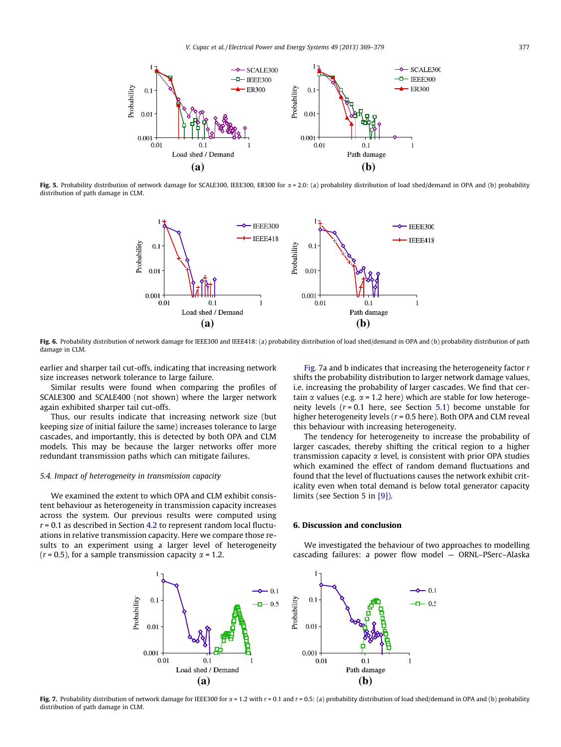Fig. 5. Probability distribution of network damage for SCALE300, IEEE300, ER300 for $\alpha = 2.0$: (a) probability distribution of load shed/demand in OPA and (b) probability distribution of path damage in CLM.

Fig. 6. Probability distribution of network damage for IEEE300 and IEEE418: (a) probability distribution of load shed/demand in OPA and (b) probability distribution of path damage in CLM.

earlier and sharper tail cut-offs, indicating that increasing network size increases network tolerance to large failure.

Similar results were found when comparing the profiles of SCALE300 and SCALE400 (not shown) where the larger network again exhibited sharper tail cut-offs.

Thus, our results indicate that increasing network size (but keeping size of initial failure the same) increases tolerance to large cascades, and importantly, this is detected by both OPA and CLM models. This may be because the larger networks offer more redundant transmission paths which can mitigate failures.

### 5.4. Impact of heterogeneity in transmission capacity

We examined the extent to which OPA and CLM exhibit consistent behaviour as heterogeneity in transmission capacity increases across the system. Our previous results were computed using $r = 0.1$ as described in Section 4.2 to represent random local fluctuations in relative transmission capacity. Here we compare those results to an experiment using a larger level of heterogeneity ($r = 0.5$), for a sample transmission capacity $\alpha = 1.2$.

Fig. 7a and b indicates that increasing the heterogeneity factor $r$ shifts the probability distribution to larger network damage values, i.e. increasing the probability of larger cascades. We find that certain $\alpha$ values (e.g. $\alpha = 1.2$ here) which are stable for low heterogeneity levels ($r = 0.1$ here, see Section 5.1) become unstable for higher heterogeneity levels ($r = 0.5$ here). Both OPA and CLM reveal this behaviour with increasing heterogeneity.

The tendency for heterogeneity to increase the probability of larger cascades, thereby shifting the critical region to a higher transmission capacity $\alpha$ level, is consistent with prior OPA studies which examined the effect of random demand fluctuations and found that the level of fluctuations causes the network exhibit criticality even when total demand is below total generator capacity limits (see Section 5 in [9]).

## 6. Discussion and conclusion

We investigated the behaviour of two approaches to modelling cascading failures: a power flow model — ORNL–PSerc–Alaska

Fig. 7. Probability distribution of network damage for IEEE300 for $\alpha = 1.2$ with $r = 0.1$ and $r = 0.5$: (a) probability distribution of load shed/demand in OPA and (b) probability distribution of path damage in CLM.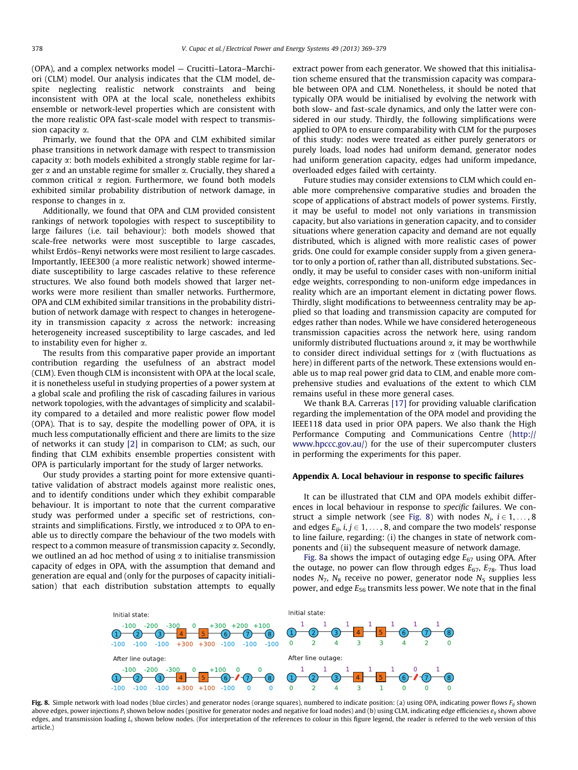(OPA), and a complex networks model — Crucitti–Latora–Marchiori (CLM) model. Our analysis indicates that the CLM model, despite neglecting realistic network constraints and being inconsistent with OPA at the local scale, nonetheless exhibits ensemble or network-level properties which are consistent with the more realistic OPA fast-scale model with respect to transmission capacity $\alpha$.

Primarily, we found that the OPA and CLM exhibited similar phase transitions in network damage with respect to transmission capacity $\alpha$: both models exhibited a strongly stable regime for larger $\alpha$ and an unstable regime for smaller $\alpha$. Crucially, they shared a common critical $\alpha$ region. Furthermore, we found both models exhibited similar probability distribution of network damage, in response to changes in $\alpha$.

Additionally, we found that OPA and CLM provided consistent rankings of network topologies with respect to susceptibility to large failures (i.e. tail behaviour): both models showed that scale-free networks were most susceptible to large cascades, whilst Erdös–Renyi networks were most resilient to large cascades. Importantly, IEEE300 (a more realistic network) showed intermediate susceptibility to large cascades relative to these reference structures. We also found both models showed that larger networks were more resilient than smaller networks. Furthermore, OPA and CLM exhibited similar transitions in the probability distribution of network damage with respect to changes in heterogeneity in transmission capacity $\alpha$ across the network: increasing heterogeneity increased susceptibility to large cascades, and led to instability even for higher $\alpha$.

The results from this comparative paper provide an important contribution regarding the usefulness of an abstract model (CLM). Even though CLM is inconsistent with OPA at the local scale, it is nonetheless useful in studying properties of a power system at a global scale and profiling the risk of cascading failures in various network topologies, with the advantages of simplicity and scalability compared to a detailed and more realistic power flow model (OPA). That is to say, despite the modelling power of OPA, it is much less computationally efficient and there are limits to the size of networks it can study [2] in comparison to CLM; as such, our finding that CLM exhibits ensemble properties consistent with OPA is particularly important for the study of larger networks.

Our study provides a starting point for more extensive quantitative validation of abstract models against more realistic ones, and to identify conditions under which they exhibit comparable behaviour. It is important to note that the current comparative study was performed under a specific set of restrictions, constraints and simplifications. Firstly, we introduced $\alpha$ to OPA to enable us to directly compare the behaviour of the two models with respect to a common measure of transmission capacity $\alpha$. Secondly, we outlined an ad hoc method of using $\alpha$ to initialise transmission capacity of edges in OPA, with the assumption that demand and generation are equal and (only for the purposes of capacity initialisation) that each distribution substation attempts to equally extract power from each generator. We showed that this initialisation scheme ensured that the transmission capacity was comparable between OPA and CLM. Nonetheless, it should be noted that typically OPA would be initialised by evolving the network with both slow- and fast-scale dynamics, and only the latter were considered in our study. Thirdly, the following simplifications were applied to OPA to ensure comparability with CLM for the purposes of this study: nodes were treated as either purely generators or purely loads, load nodes had uniform demand, generator nodes had uniform generation capacity, edges had uniform impedance, overloaded edges failed with certainty.

Future studies may consider extensions to CLM which could enable more comprehensive comparative studies and broaden the scope of applications of abstract models of power systems. Firstly, it may be useful to model not only variations in transmission capacity, but also variations in generation capacity, and to consider situations where generation capacity and demand are not equally distributed, which is aligned with more realistic cases of power grids. One could for example consider supply from a given generator to only a portion of, rather than all, distributed substations. Secondly, it may be useful to consider cases with non-uniform initial edge weights, corresponding to non-uniform edge impedances in reality which are an important element in dictating power flows. Thirdly, slight modifications to betweenness centrality may be applied so that loading and transmission capacity are computed for edges rather than nodes. While we have considered heterogeneous transmission capacities across the network here, using random uniformly distributed fluctuations around $\alpha$, it may be worthwhile to consider direct individual settings for $\alpha$ (with fluctuations as here) in different parts of the network. These extensions would enable us to map real power grid data to CLM, and enable more comprehensive studies and evaluations of the extent to which CLM remains useful in these more general cases.

We thank B.A. Carreras [17] for providing valuable clarification regarding the implementation of the OPA model and providing the IEEE118 data used in prior OPA papers. We also thank the High Performance Computing and Communications Centre (http://www.hpccc.gov.au/) for the use of their supercomputer clusters in performing the experiments for this paper.

## Appendix A. Local behaviour in response to specific failures

It can be illustrated that CLM and OPA models exhibit differences in local behaviour in response to *specific* failures. We construct a simple network (see Fig. 8) with nodes $N_i$, $i \in 1, \ldots, 8$ and edges $E_{ij}$, $i, j \in 1, \ldots, 8$, and compare the two models' response to line failure, regarding: (i) the changes in state of network components and (ii) the subsequent measure of network damage.

Fig. 8a shows the impact of outaging edge $E_{67}$ using OPA. After the outage, no power can flow through edges $E_{67}$, $E_{78}$. Thus load nodes $N_7$, $N_8$ receive no power, generator node $N_5$ supplies less power, and edge $E_{56}$ transmits less power. We note that in the final

Fig. 8. Simple network with load nodes (blue circles) and generator nodes (orange squares), numbered to indicate position: (a) using OPA, indicating power flows $F_{ij}$ shown above edges, power injections $P_i$ shown below nodes (positive for generator nodes and negative for load nodes) and (b) using CLM, indicating edge efficiencies $e_{ij}$ shown above edges, and transmission loading $L_i$ shown below nodes. (For interpretation of the references to colour in this figure legend, the reader is referred to the web version of this article.)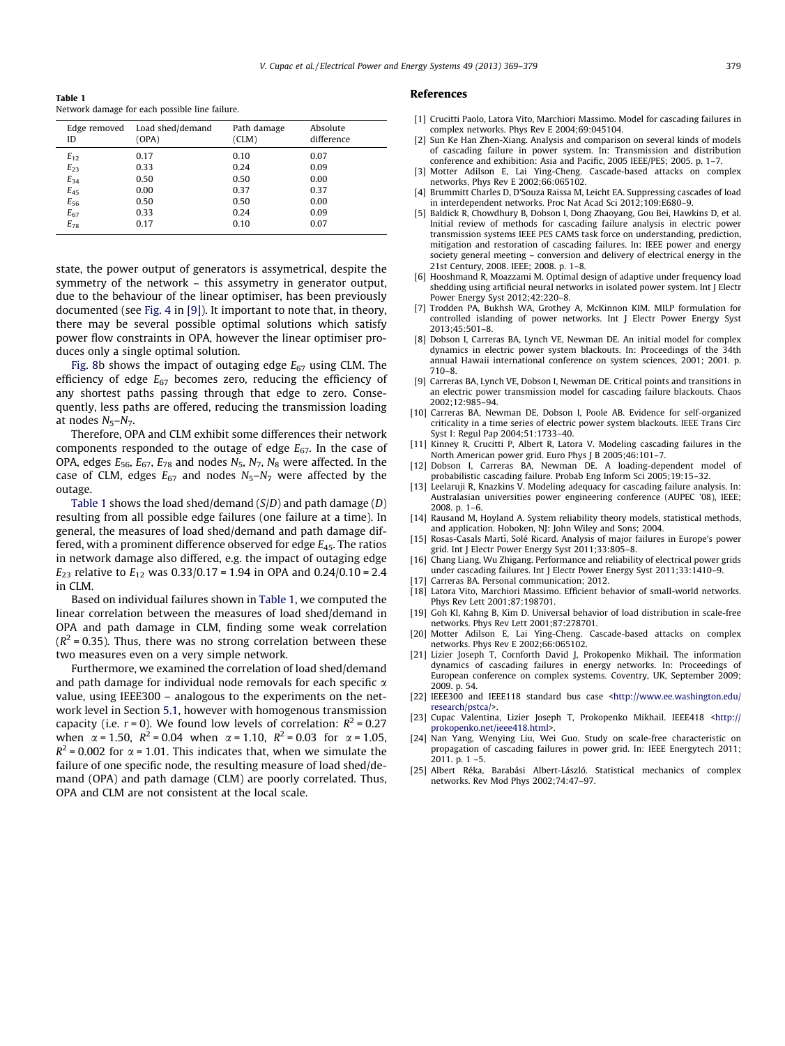Table 1
Network damage for each possible line failure.

| Edge removed ID | Load shed/demand (OPA) | Path damage (CLM) | Absolute difference |
|---|---|---|---|
| $E_{12}$ | 0.17 | 0.10 | 0.07 |
| $E_{23}$ | 0.33 | 0.24 | 0.09 |
| $E_{34}$ | 0.50 | 0.50 | 0.00 |
| $E_{45}$ | 0.00 | 0.37 | 0.37 |
| $E_{56}$ | 0.50 | 0.50 | 0.00 |
| $E_{67}$ | 0.33 | 0.24 | 0.09 |
| $E_{78}$ | 0.17 | 0.10 | 0.07 |

state, the power output of generators is assymetrical, despite the symmetry of the network – this assymetry in generator output, due to the behaviour of the linear optimiser, has been previously documented (see Fig. 4 in [9]). It important to note that, in theory, there may be several possible optimal solutions which satisfy power flow constraints in OPA, however the linear optimiser produces only a single optimal solution.

Fig. 8b shows the impact of outaging edge $E_{67}$ using CLM. The efficiency of edge $E_{67}$ becomes zero, reducing the efficiency of any shortest paths passing through that edge to zero. Consequently, less paths are offered, reducing the transmission loading at nodes $N_5$–$N_7$.

Therefore, OPA and CLM exhibit some differences their network components responded to the outage of edge $E_{67}$. In the case of OPA, edges $E_{56}$, $E_{67}$, $E_{78}$ and nodes $N_5$, $N_7$, $N_8$ were affected. In the case of CLM, edges $E_{67}$ and nodes $N_5$–$N_7$ were affected by the outage.

Table 1 shows the load shed/demand ($S/D$) and path damage ($D$) resulting from all possible edge failures (one failure at a time). In general, the measures of load shed/demand and path damage differed, with a prominent difference observed for edge $E_{45}$. The ratios in network damage also differed, e.g. the impact of outaging edge $E_{23}$ relative to $E_{12}$ was 0.33/0.17 = 1.94 in OPA and 0.24/0.10 = 2.4 in CLM.

Based on individual failures shown in Table 1, we computed the linear correlation between the measures of load shed/demand in OPA and path damage in CLM, finding some weak correlation ($R^2 = 0.35$). Thus, there was no strong correlation between these two measures even on a very simple network.

Furthermore, we examined the correlation of load shed/demand and path damage for individual node removals for each specific $\alpha$ value, using IEEE300 – analogous to the experiments on the network level in Section 5.1, however with homogenous transmission capacity (i.e. $r = 0$). We found low levels of correlation: $R^2 = 0.27$ when $\alpha = 1.50$, $R^2 = 0.04$ when $\alpha = 1.10$, $R^2 = 0.03$ for $\alpha = 1.05$, $R^2 = 0.002$ for $\alpha = 1.01$. This indicates that, when we simulate the failure of one specific node, the resulting measure of load shed/demand (OPA) and path damage (CLM) are poorly correlated. Thus, OPA and CLM are not consistent at the local scale.

## References

[1] Crucitti Paolo, Latora Vito, Marchiori Massimo. Model for cascading failures in complex networks. Phys Rev E 2004;69:045104.

[2] Sun Ke Han Zhen-Xiang. Analysis and comparison on several kinds of models of cascading failure in power system. In: Transmission and distribution conference and exhibition: Asia and Pacific, 2005 IEEE/PES; 2005. p. 1–7.

[3] Motter Adilson E, Lai Ying-Cheng. Cascade-based attacks on complex networks. Phys Rev E 2002;66:065102.

[4] Brummitt Charles D, D'Souza Raissa M, Leicht EA. Suppressing cascades of load in interdependent networks. Proc Nat Acad Sci 2012;109:E680–9.

[5] Baldick R, Chowdhury B, Dobson I, Dong Zhaoyang, Gou Bei, Hawkins D, et al. Initial review of methods for cascading failure analysis in electric power transmission systems IEEE PES CAMS task force on understanding, prediction, mitigation and restoration of cascading failures. In: IEEE power and energy society general meeting – conversion and delivery of electrical energy in the 21st Century, 2008. IEEE; 2008. p. 1–8.

[6] Hooshmand R, Moazzami M. Optimal design of adaptive under frequency load shedding using artificial neural networks in isolated power system. Int J Electr Power Energy Syst 2012;42:220–8.

[7] Trodden PA, Bukhsh WA, Grothey A, McKinnon KIM. MILP formulation for controlled islanding of power networks. Int J Electr Power Energy Syst 2013;45:501–8.

[8] Dobson I, Carreras BA, Lynch VE, Newman DE. An initial model for complex dynamics in electric power system blackouts. In: Proceedings of the 34th annual Hawaii international conference on system sciences, 2001; 2001. p. 710–8.

[9] Carreras BA, Lynch VE, Dobson I, Newman DE. Critical points and transitions in an electric power transmission model for cascading failure blackouts. Chaos 2002;12:985–94.

[10] Carreras BA, Newman DE, Dobson I, Poole AB. Evidence for self-organized criticality in a time series of electric power system blackouts. IEEE Trans Circ Syst I: Regul Pap 2004;51:1733–40.

[11] Kinney R, Crucitti P, Albert R, Latora V. Modeling cascading failures in the North American power grid. Euro Phys J B 2005;46:101–7.

[12] Dobson I, Carreras BA, Newman DE. A loading-dependent model of probabilistic cascading failure. Probab Eng Inform Sci 2005;19:15–32.

[13] Leelaruji R, Knazkins V. Modeling adequacy for cascading failure analysis. In: Australasian universities power engineering conference (AUPEC '08), IEEE; 2008. p. 1–6.

[14] Rausand M, Hoyland A. System reliability theory models, statistical methods, and application. Hoboken, NJ: John Wiley and Sons; 2004.

[15] Rosas-Casals Martí, Solé Ricard. Analysis of major failures in Europe's power grid. Int J Electr Power Energy Syst 2011;33:805–8.

[16] Chang Liang, Wu Zhigang. Performance and reliability of electrical power grids under cascading failures. Int J Electr Power Energy Syst 2011;33:1410–9.

[17] Carreras BA. Personal communication; 2012.

[18] Latora Vito, Marchiori Massimo. Efficient behavior of small-world networks. Phys Rev Lett 2001;87:198701.

[19] Goh KI, Kahng B, Kim D. Universal behavior of load distribution in scale-free networks. Phys Rev Lett 2001;87:278701.

[20] Motter Adilson E, Lai Ying-Cheng. Cascade-based attacks on complex networks. Phys Rev E 2002;66:065102.

[21] Lizier Joseph T, Cornforth David J, Prokopenko Mikhail. The information dynamics of cascading failures in energy networks. In: Proceedings of European conference on complex systems. Coventry, UK, September 2009; 2009. p. 54.

[22] IEEE300 and IEEE118 standard bus case <http://www.ee.washington.edu/research/pstca/>.

[23] Cupac Valentina, Lizier Joseph T, Prokopenko Mikhail. IEEE418 <http://prokopenko.net/ieee418.html>.

[24] Nan Yang, Wenying Liu, Wei Guo. Study on scale-free characteristic on propagation of cascading failures in power grid. In: IEEE Energytech 2011; 2011. p. 1 –5.

[25] Albert Réka, Barabási Albert-László. Statistical mechanics of complex networks. Rev Mod Phys 2002;74:47–97.